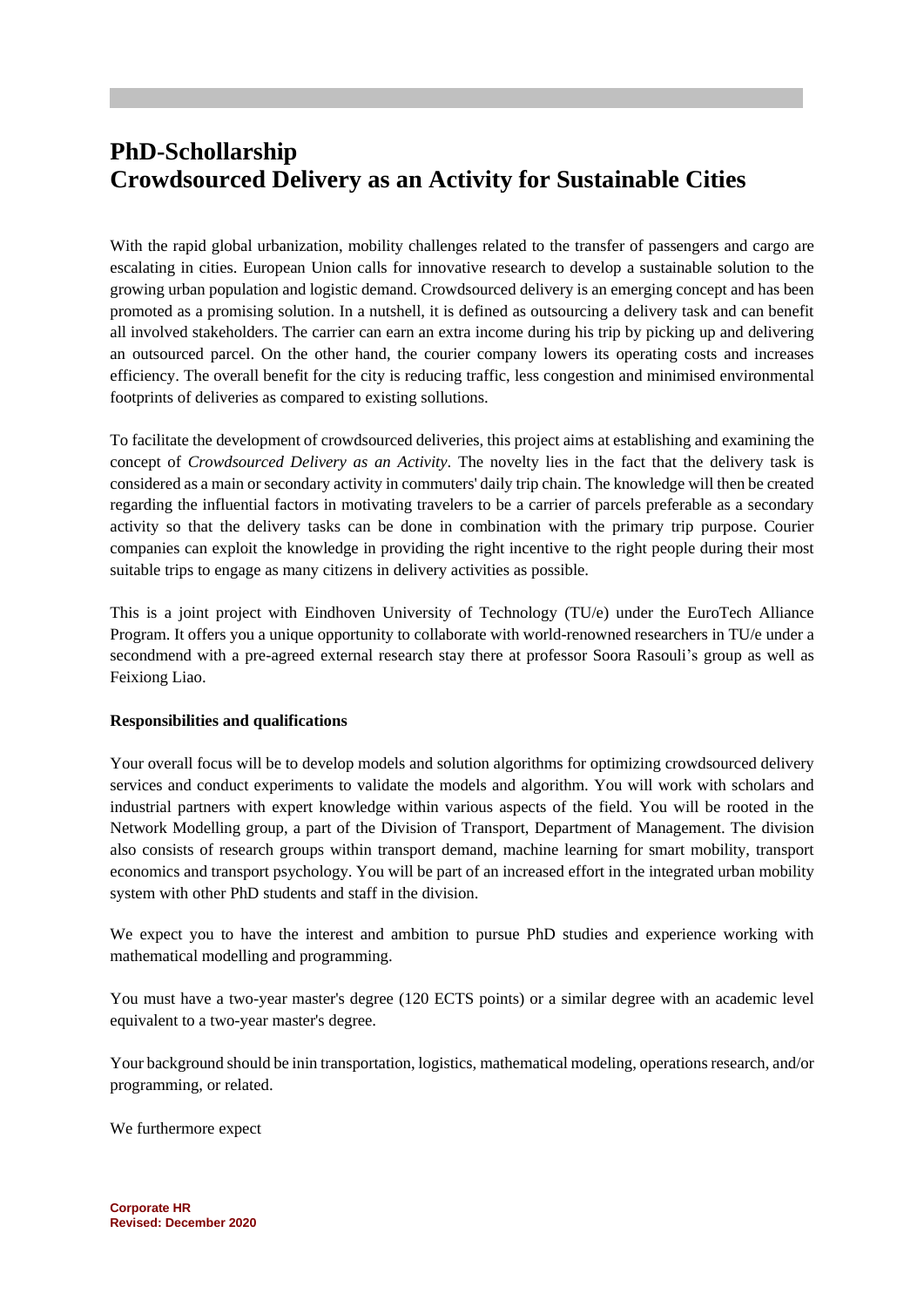# PhD-Schollarship
# Crowdsourced Delivery as an Activity for Sustainable Cities

With the rapid global urbanization, mobility challenges related to the transfer of passengers and cargo are escalating in cities. European Union calls for innovative research to develop a sustainable solution to the growing urban population and logistic demand. Crowdsourced delivery is an emerging concept and has been promoted as a promising solution. In a nutshell, it is defined as outsourcing a delivery task and can benefit all involved stakeholders. The carrier can earn an extra income during his trip by picking up and delivering an outsourced parcel. On the other hand, the courier company lowers its operating costs and increases efficiency. The overall benefit for the city is reducing traffic, less congestion and minimised environmental footprints of deliveries as compared to existing sollutions.

To facilitate the development of crowdsourced deliveries, this project aims at establishing and examining the concept of *Crowdsourced Delivery as an Activity*. The novelty lies in the fact that the delivery task is considered as a main or secondary activity in commuters' daily trip chain. The knowledge will then be created regarding the influential factors in motivating travelers to be a carrier of parcels preferable as a secondary activity so that the delivery tasks can be done in combination with the primary trip purpose. Courier companies can exploit the knowledge in providing the right incentive to the right people during their most suitable trips to engage as many citizens in delivery activities as possible.

This is a joint project with Eindhoven University of Technology (TU/e) under the EuroTech Alliance Program. It offers you a unique opportunity to collaborate with world-renowned researchers in TU/e under a secondmend with a pre-agreed external research stay there at professor Soora Rasouli's group as well as Feixiong Liao.

**Responsibilities and qualifications**

Your overall focus will be to develop models and solution algorithms for optimizing crowdsourced delivery services and conduct experiments to validate the models and algorithm. You will work with scholars and industrial partners with expert knowledge within various aspects of the field. You will be rooted in the Network Modelling group, a part of the Division of Transport, Department of Management. The division also consists of research groups within transport demand, machine learning for smart mobility, transport economics and transport psychology. You will be part of an increased effort in the integrated urban mobility system with other PhD students and staff in the division.

We expect you to have the interest and ambition to pursue PhD studies and experience working with mathematical modelling and programming.

You must have a two-year master's degree (120 ECTS points) or a similar degree with an academic level equivalent to a two-year master's degree.

Your background should be inin transportation, logistics, mathematical modeling, operations research, and/or programming, or related.

We furthermore expect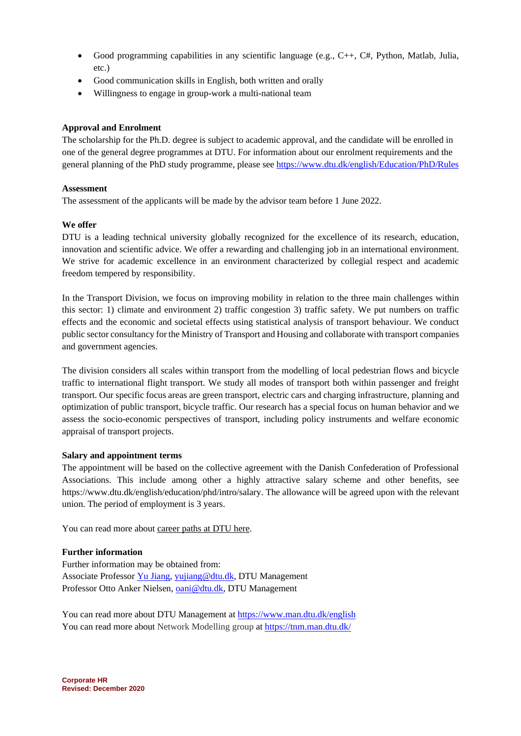- Good programming capabilities in any scientific language (e.g., C++, C#, Python, Matlab, Julia, etc.)
- Good communication skills in English, both written and orally
- Willingness to engage in group-work a multi-national team

**Approval and Enrolment**
The scholarship for the Ph.D. degree is subject to academic approval, and the candidate will be enrolled in one of the general degree programmes at DTU. For information about our enrolment requirements and the general planning of the PhD study programme, please see [https://www.dtu.dk/english/Education/PhD/Rules](https://www.dtu.dk/english/Education/PhD/Rules)

**Assessment**
The assessment of the applicants will be made by the advisor team before 1 June 2022.

**We offer**
DTU is a leading technical university globally recognized for the excellence of its research, education, innovation and scientific advice. We offer a rewarding and challenging job in an international environment. We strive for academic excellence in an environment characterized by collegial respect and academic freedom tempered by responsibility.

In the Transport Division, we focus on improving mobility in relation to the three main challenges within this sector: 1) climate and environment 2) traffic congestion 3) traffic safety. We put numbers on traffic effects and the economic and societal effects using statistical analysis of transport behaviour. We conduct public sector consultancy for the Ministry of Transport and Housing and collaborate with transport companies and government agencies.

The division considers all scales within transport from the modelling of local pedestrian flows and bicycle traffic to international flight transport. We study all modes of transport both within passenger and freight transport. Our specific focus areas are green transport, electric cars and charging infrastructure, planning and optimization of public transport, bicycle traffic. Our research has a special focus on human behavior and we assess the socio-economic perspectives of transport, including policy instruments and welfare economic appraisal of transport projects.

**Salary and appointment terms**
The appointment will be based on the collective agreement with the Danish Confederation of Professional Associations. This include among other a highly attractive salary scheme and other benefits, see https://www.dtu.dk/english/education/phd/intro/salary. The allowance will be agreed upon with the relevant union. The period of employment is 3 years.

You can read more about career paths at DTU here.

**Further information**
Further information may be obtained from:
Associate Professor Yu Jiang, yujiang@dtu.dk, DTU Management
Professor Otto Anker Nielsen, oani@dtu.dk, DTU Management

You can read more about DTU Management at [https://www.man.dtu.dk/english](https://www.man.dtu.dk/english)
You can read more about Network Modelling group at [https://tnm.man.dtu.dk/](https://tnm.man.dtu.dk/)

**Corporate HR**
**Revised: December 2020**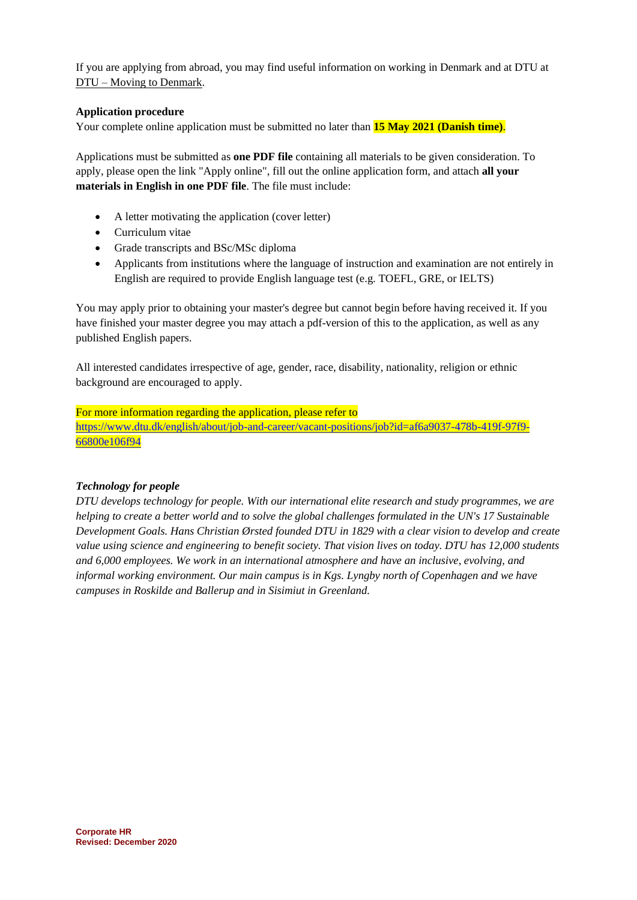If you are applying from abroad, you may find useful information on working in Denmark and at DTU at DTU – Moving to Denmark.

**Application procedure**

Your complete online application must be submitted no later than **15 May 2021 (Danish time)**.

Applications must be submitted as **one PDF file** containing all materials to be given consideration. To apply, please open the link "Apply online", fill out the online application form, and attach **all your materials in English in one PDF file**. The file must include:

- A letter motivating the application (cover letter)
- Curriculum vitae
- Grade transcripts and BSc/MSc diploma
- Applicants from institutions where the language of instruction and examination are not entirely in English are required to provide English language test (e.g. TOEFL, GRE, or IELTS)

You may apply prior to obtaining your master's degree but cannot begin before having received it. If you have finished your master degree you may attach a pdf-version of this to the application, as well as any published English papers.

All interested candidates irrespective of age, gender, race, disability, nationality, religion or ethnic background are encouraged to apply.

For more information regarding the application, please refer to https://www.dtu.dk/english/about/job-and-career/vacant-positions/job?id=af6a9037-478b-419f-97f9-66800e106f94

***Technology for people***

*DTU develops technology for people. With our international elite research and study programmes, we are helping to create a better world and to solve the global challenges formulated in the UN's 17 Sustainable Development Goals. Hans Christian Ørsted founded DTU in 1829 with a clear vision to develop and create value using science and engineering to benefit society. That vision lives on today. DTU has 12,000 students and 6,000 employees. We work in an international atmosphere and have an inclusive, evolving, and informal working environment. Our main campus is in Kgs. Lyngby north of Copenhagen and we have campuses in Roskilde and Ballerup and in Sisimiut in Greenland.*

**Corporate HR**
**Revised: December 2020**